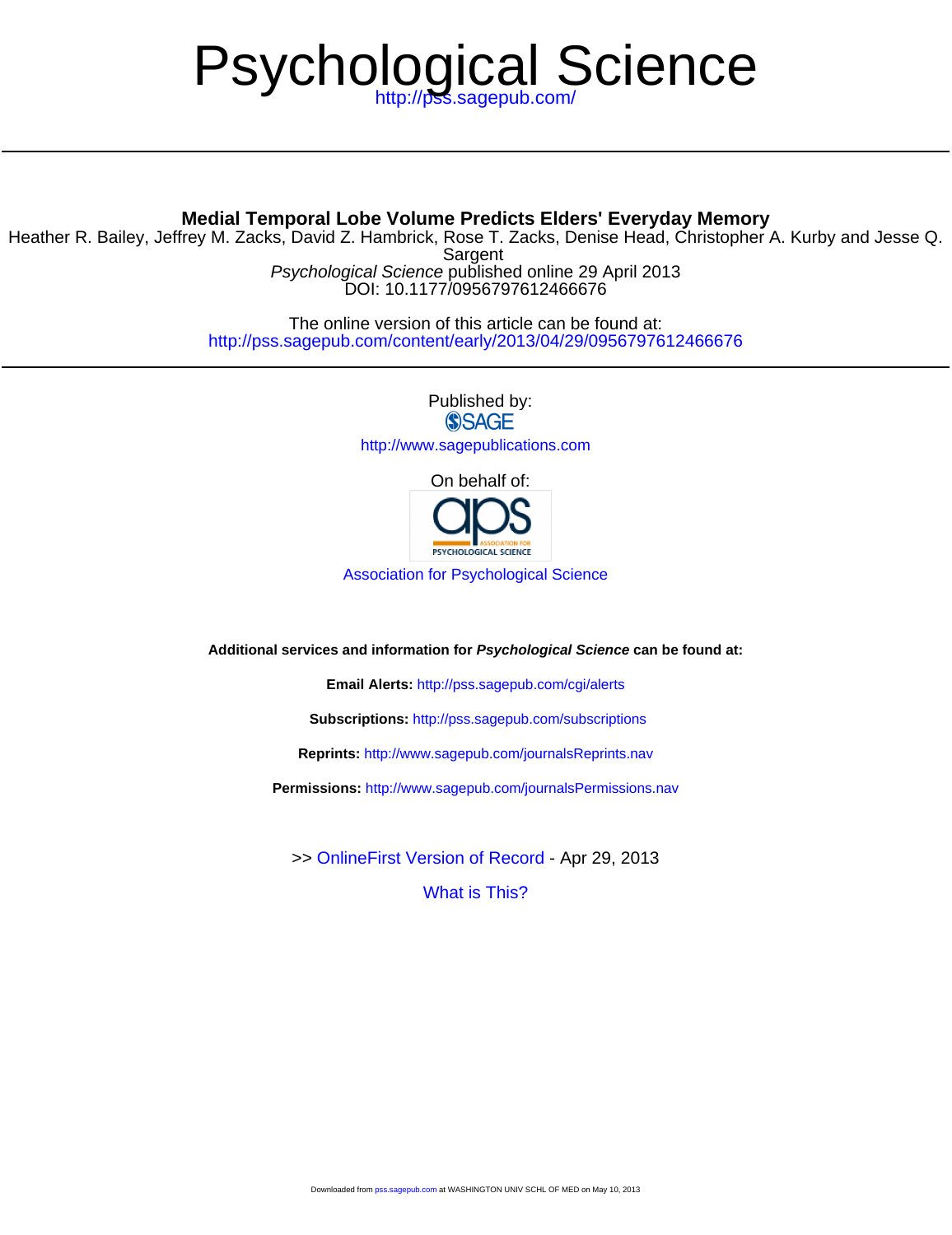# Psychological Science

http://pss.sagepub.com/

## Medial Temporal Lobe Volume Predicts Elders' Everyday Memory

Heather R. Bailey, Jeffrey M. Zacks, David Z. Hambrick, Rose T. Zacks, Denise Head, Christopher A. Kurby and Jesse Q. Sargent

*Psychological Science* published online 29 April 2013

DOI: 10.1177/0956797612466676

The online version of this article can be found at:

http://pss.sagepub.com/content/early/2013/04/29/0956797612466676

Published by:

SAGE

http://www.sagepublications.com

On behalf of:

Association for Psychological Science

**Additional services and information for *Psychological Science* can be found at:**

**Email Alerts:** http://pss.sagepub.com/cgi/alerts

**Subscriptions:** http://pss.sagepub.com/subscriptions

**Reprints:** http://www.sagepub.com/journalsReprints.nav

**Permissions:** http://www.sagepub.com/journalsPermissions.nav

>> OnlineFirst Version of Record - Apr 29, 2013

What is This?

Downloaded from pss.sagepub.com at WASHINGTON UNIV SCHL OF MED on May 10, 2013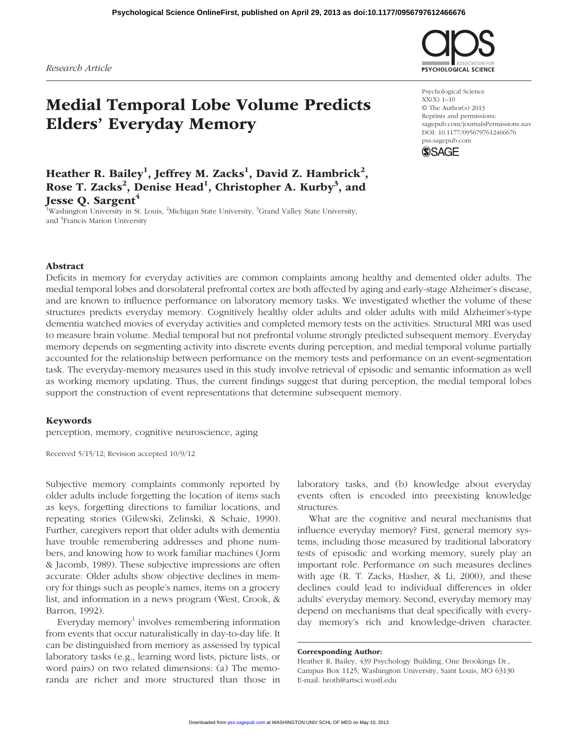*Research Article*

# Medial Temporal Lobe Volume Predicts Elders' Everyday Memory

**Heather R. Bailey[1], Jeffrey M. Zacks[1], David Z. Hambrick[2], Rose T. Zacks[2], Denise Head[1], Christopher A. Kurby[3], and Jesse Q. Sargent[4]**

[1]Washington University in St. Louis, [2]Michigan State University, [3]Grand Valley State University, and [4]Francis Marion University

Psychological Science
XX(X) 1–10
© The Author(s) 2013
Reprints and permissions: sagepub.com/journalsPermissions.nav
DOI: 10.1177/0956797612466676
pss.sagepub.com

## Abstract

Deficits in memory for everyday activities are common complaints among healthy and demented older adults. The medial temporal lobes and dorsolateral prefrontal cortex are both affected by aging and early-stage Alzheimer's disease, and are known to influence performance on laboratory memory tasks. We investigated whether the volume of these structures predicts everyday memory. Cognitively healthy older adults and older adults with mild Alzheimer's-type dementia watched movies of everyday activities and completed memory tests on the activities. Structural MRI was used to measure brain volume. Medial temporal but not prefrontal volume strongly predicted subsequent memory. Everyday memory depends on segmenting activity into discrete events during perception, and medial temporal volume partially accounted for the relationship between performance on the memory tests and performance on an event-segmentation task. The everyday-memory measures used in this study involve retrieval of episodic and semantic information as well as working memory updating. Thus, the current findings suggest that during perception, the medial temporal lobes support the construction of event representations that determine subsequent memory.

## Keywords

perception, memory, cognitive neuroscience, aging

Received 5/15/12; Revision accepted 10/9/12

Subjective memory complaints commonly reported by older adults include forgetting the location of items such as keys, forgetting directions to familiar locations, and repeating stories (Gilewski, Zelinski, & Schaie, 1990). Further, caregivers report that older adults with dementia have trouble remembering addresses and phone numbers, and knowing how to work familiar machines (Jorm & Jacomb, 1989). These subjective impressions are often accurate: Older adults show objective declines in memory for things such as people's names, items on a grocery list, and information in a news program (West, Crook, & Barron, 1992).

Everyday memory[1] involves remembering information from events that occur naturalistically in day-to-day life. It can be distinguished from memory as assessed by typical laboratory tasks (e.g., learning word lists, picture lists, or word pairs) on two related dimensions: (a) The memoranda are richer and more structured than those in laboratory tasks, and (b) knowledge about everyday events often is encoded into preexisting knowledge structures.

What are the cognitive and neural mechanisms that influence everyday memory? First, general memory systems, including those measured by traditional laboratory tests of episodic and working memory, surely play an important role. Performance on such measures declines with age (R. T. Zacks, Hasher, & Li, 2000), and these declines could lead to individual differences in older adults' everyday memory. Second, everyday memory may depend on mechanisms that deal specifically with everyday memory's rich and knowledge-driven character.

**Corresponding Author:**
Heather R. Bailey, 439 Psychology Building, One Brookings Dr., Campus Box 1125, Washington University, Saint Louis, MO 63130
E-mail: hroth@artsci.wustl.edu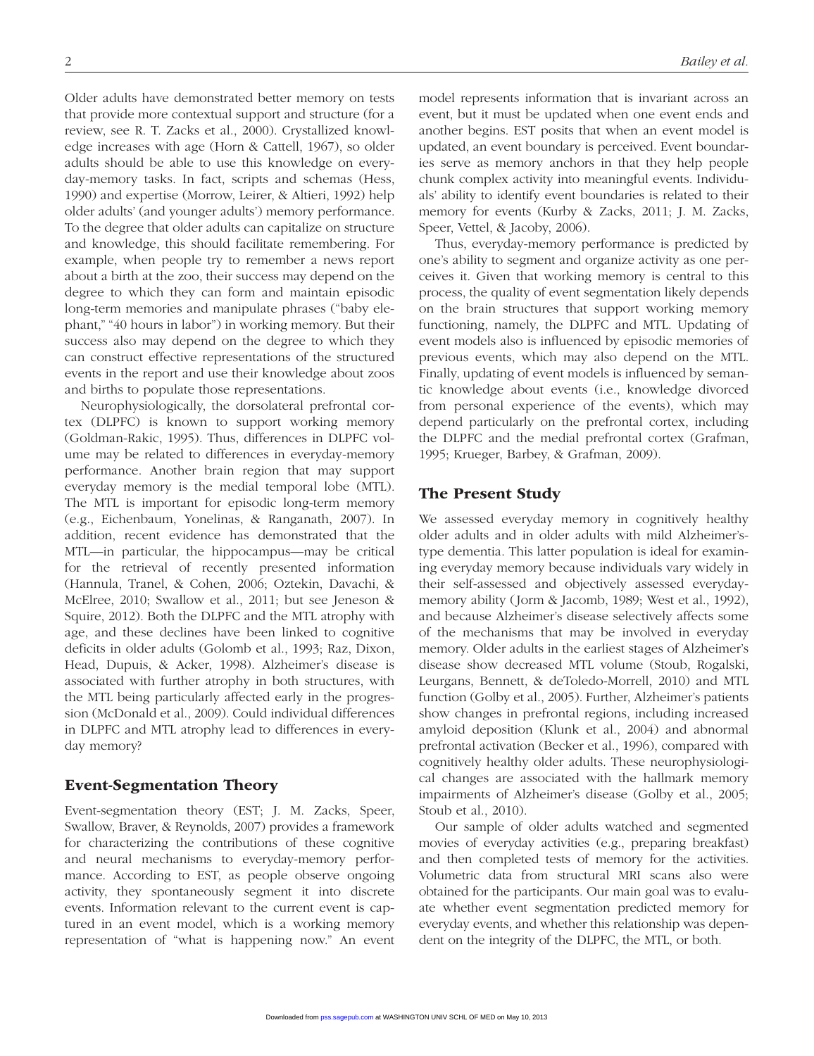Older adults have demonstrated better memory on tests that provide more contextual support and structure (for a review, see R. T. Zacks et al., 2000). Crystallized knowledge increases with age (Horn & Cattell, 1967), so older adults should be able to use this knowledge on everyday-memory tasks. In fact, scripts and schemas (Hess, 1990) and expertise (Morrow, Leirer, & Altieri, 1992) help older adults' (and younger adults') memory performance. To the degree that older adults can capitalize on structure and knowledge, this should facilitate remembering. For example, when people try to remember a news report about a birth at the zoo, their success may depend on the degree to which they can form and maintain episodic long-term memories and manipulate phrases ("baby elephant," "40 hours in labor") in working memory. But their success also may depend on the degree to which they can construct effective representations of the structured events in the report and use their knowledge about zoos and births to populate those representations.

Neurophysiologically, the dorsolateral prefrontal cortex (DLPFC) is known to support working memory (Goldman-Rakic, 1995). Thus, differences in DLPFC volume may be related to differences in everyday-memory performance. Another brain region that may support everyday memory is the medial temporal lobe (MTL). The MTL is important for episodic long-term memory (e.g., Eichenbaum, Yonelinas, & Ranganath, 2007). In addition, recent evidence has demonstrated that the MTL—in particular, the hippocampus—may be critical for the retrieval of recently presented information (Hannula, Tranel, & Cohen, 2006; Oztekin, Davachi, & McElree, 2010; Swallow et al., 2011; but see Jeneson & Squire, 2012). Both the DLPFC and the MTL atrophy with age, and these declines have been linked to cognitive deficits in older adults (Golomb et al., 1993; Raz, Dixon, Head, Dupuis, & Acker, 1998). Alzheimer's disease is associated with further atrophy in both structures, with the MTL being particularly affected early in the progression (McDonald et al., 2009). Could individual differences in DLPFC and MTL atrophy lead to differences in everyday memory?

## Event-Segmentation Theory

Event-segmentation theory (EST; J. M. Zacks, Speer, Swallow, Braver, & Reynolds, 2007) provides a framework for characterizing the contributions of these cognitive and neural mechanisms to everyday-memory performance. According to EST, as people observe ongoing activity, they spontaneously segment it into discrete events. Information relevant to the current event is captured in an event model, which is a working memory representation of "what is happening now." An event model represents information that is invariant across an event, but it must be updated when one event ends and another begins. EST posits that when an event model is updated, an event boundary is perceived. Event boundaries serve as memory anchors in that they help people chunk complex activity into meaningful events. Individuals' ability to identify event boundaries is related to their memory for events (Kurby & Zacks, 2011; J. M. Zacks, Speer, Vettel, & Jacoby, 2006).

Thus, everyday-memory performance is predicted by one's ability to segment and organize activity as one perceives it. Given that working memory is central to this process, the quality of event segmentation likely depends on the brain structures that support working memory functioning, namely, the DLPFC and MTL. Updating of event models also is influenced by episodic memories of previous events, which may also depend on the MTL. Finally, updating of event models is influenced by semantic knowledge about events (i.e., knowledge divorced from personal experience of the events), which may depend particularly on the prefrontal cortex, including the DLPFC and the medial prefrontal cortex (Grafman, 1995; Krueger, Barbey, & Grafman, 2009).

## The Present Study

We assessed everyday memory in cognitively healthy older adults and in older adults with mild Alzheimer's-type dementia. This latter population is ideal for examining everyday memory because individuals vary widely in their self-assessed and objectively assessed everyday-memory ability (Jorm & Jacomb, 1989; West et al., 1992), and because Alzheimer's disease selectively affects some of the mechanisms that may be involved in everyday memory. Older adults in the earliest stages of Alzheimer's disease show decreased MTL volume (Stoub, Rogalski, Leurgans, Bennett, & deToledo-Morrell, 2010) and MTL function (Golby et al., 2005). Further, Alzheimer's patients show changes in prefrontal regions, including increased amyloid deposition (Klunk et al., 2004) and abnormal prefrontal activation (Becker et al., 1996), compared with cognitively healthy older adults. These neurophysiological changes are associated with the hallmark memory impairments of Alzheimer's disease (Golby et al., 2005; Stoub et al., 2010).

Our sample of older adults watched and segmented movies of everyday activities (e.g., preparing breakfast) and then completed tests of memory for the activities. Volumetric data from structural MRI scans also were obtained for the participants. Our main goal was to evaluate whether event segmentation predicted memory for everyday events, and whether this relationship was dependent on the integrity of the DLPFC, the MTL, or both.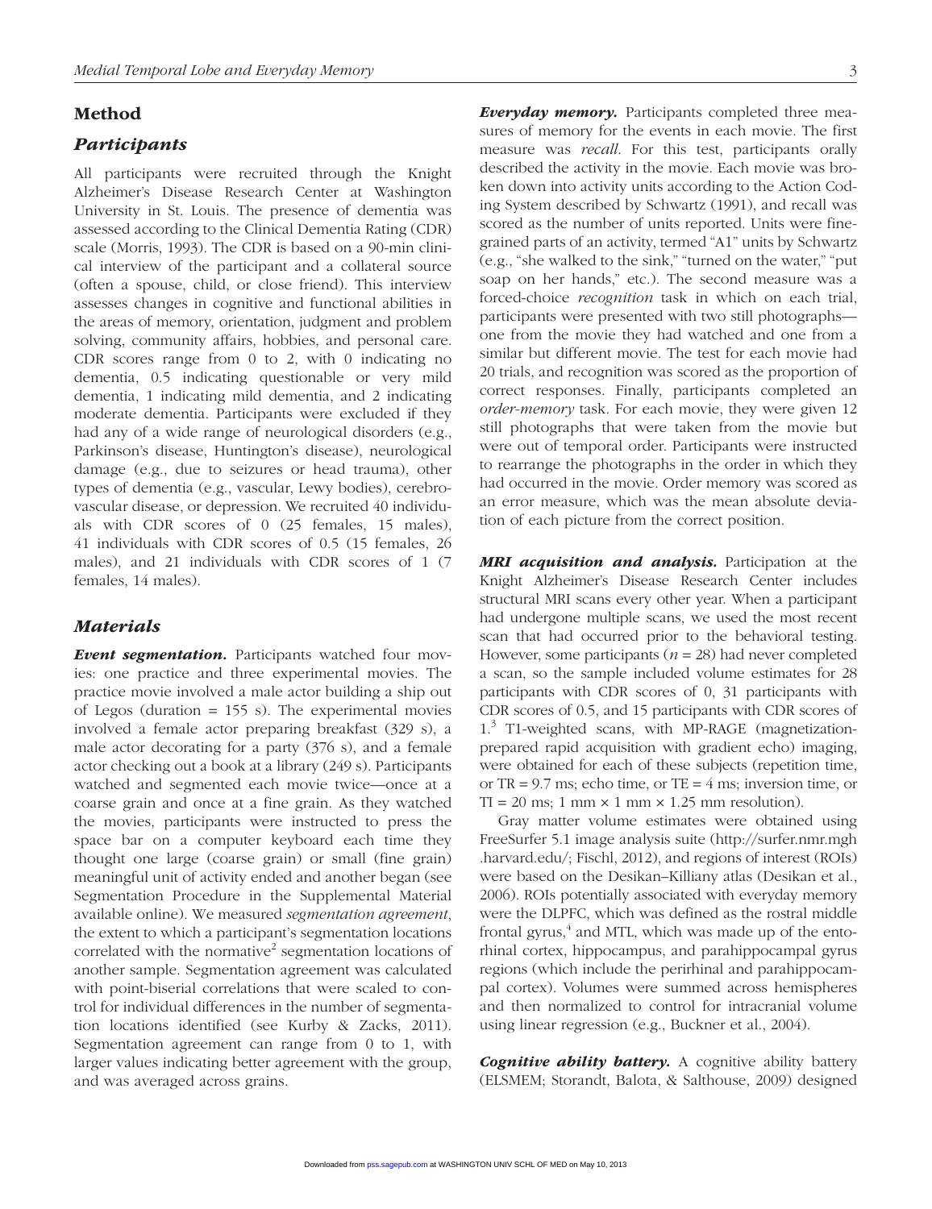## Method

### Participants

All participants were recruited through the Knight Alzheimer's Disease Research Center at Washington University in St. Louis. The presence of dementia was assessed according to the Clinical Dementia Rating (CDR) scale (Morris, 1993). The CDR is based on a 90-min clinical interview of the participant and a collateral source (often a spouse, child, or close friend). This interview assesses changes in cognitive and functional abilities in the areas of memory, orientation, judgment and problem solving, community affairs, hobbies, and personal care. CDR scores range from 0 to 2, with 0 indicating no dementia, 0.5 indicating questionable or very mild dementia, 1 indicating mild dementia, and 2 indicating moderate dementia. Participants were excluded if they had any of a wide range of neurological disorders (e.g., Parkinson's disease, Huntington's disease), neurological damage (e.g., due to seizures or head trauma), other types of dementia (e.g., vascular, Lewy bodies), cerebrovascular disease, or depression. We recruited 40 individuals with CDR scores of 0 (25 females, 15 males), 41 individuals with CDR scores of 0.5 (15 females, 26 males), and 21 individuals with CDR scores of 1 (7 females, 14 males).

### Materials

***Event segmentation.*** Participants watched four movies: one practice and three experimental movies. The practice movie involved a male actor building a ship out of Legos (duration = 155 s). The experimental movies involved a female actor preparing breakfast (329 s), a male actor decorating for a party (376 s), and a female actor checking out a book at a library (249 s). Participants watched and segmented each movie twice—once at a coarse grain and once at a fine grain. As they watched the movies, participants were instructed to press the space bar on a computer keyboard each time they thought one large (coarse grain) or small (fine grain) meaningful unit of activity ended and another began (see Segmentation Procedure in the Supplemental Material available online). We measured *segmentation agreement*, the extent to which a participant's segmentation locations correlated with the normative[2] segmentation locations of another sample. Segmentation agreement was calculated with point-biserial correlations that were scaled to control for individual differences in the number of segmentation locations identified (see Kurby & Zacks, 2011). Segmentation agreement can range from 0 to 1, with larger values indicating better agreement with the group, and was averaged across grains.

***Everyday memory.*** Participants completed three measures of memory for the events in each movie. The first measure was *recall*. For this test, participants orally described the activity in the movie. Each movie was broken down into activity units according to the Action Coding System described by Schwartz (1991), and recall was scored as the number of units reported. Units were fine-grained parts of an activity, termed "A1" units by Schwartz (e.g., "she walked to the sink," "turned on the water," "put soap on her hands," etc.). The second measure was a forced-choice *recognition* task in which on each trial, participants were presented with two still photographs—one from the movie they had watched and one from a similar but different movie. The test for each movie had 20 trials, and recognition was scored as the proportion of correct responses. Finally, participants completed an *order-memory* task. For each movie, they were given 12 still photographs that were taken from the movie but were out of temporal order. Participants were instructed to rearrange the photographs in the order in which they had occurred in the movie. Order memory was scored as an error measure, which was the mean absolute deviation of each picture from the correct position.

***MRI acquisition and analysis.*** Participation at the Knight Alzheimer's Disease Research Center includes structural MRI scans every other year. When a participant had undergone multiple scans, we used the most recent scan that had occurred prior to the behavioral testing. However, some participants ($n$ = 28) had never completed a scan, so the sample included volume estimates for 28 participants with CDR scores of 0, 31 participants with CDR scores of 0.5, and 15 participants with CDR scores of 1.[3] T1-weighted scans, with MP-RAGE (magnetization-prepared rapid acquisition with gradient echo) imaging, were obtained for each of these subjects (repetition time, or TR = 9.7 ms; echo time, or TE = 4 ms; inversion time, or TI = 20 ms; 1 mm × 1 mm × 1.25 mm resolution).

Gray matter volume estimates were obtained using FreeSurfer 5.1 image analysis suite (http://surfer.nmr.mgh.harvard.edu/; Fischl, 2012), and regions of interest (ROIs) were based on the Desikan–Killiany atlas (Desikan et al., 2006). ROIs potentially associated with everyday memory were the DLPFC, which was defined as the rostral middle frontal gyrus,[4] and MTL, which was made up of the entorhinal cortex, hippocampus, and parahippocampal gyrus regions (which include the perirhinal and parahippocampal cortex). Volumes were summed across hemispheres and then normalized to control for intracranial volume using linear regression (e.g., Buckner et al., 2004).

***Cognitive ability battery.*** A cognitive ability battery (ELSMEM; Storandt, Balota, & Salthouse, 2009) designed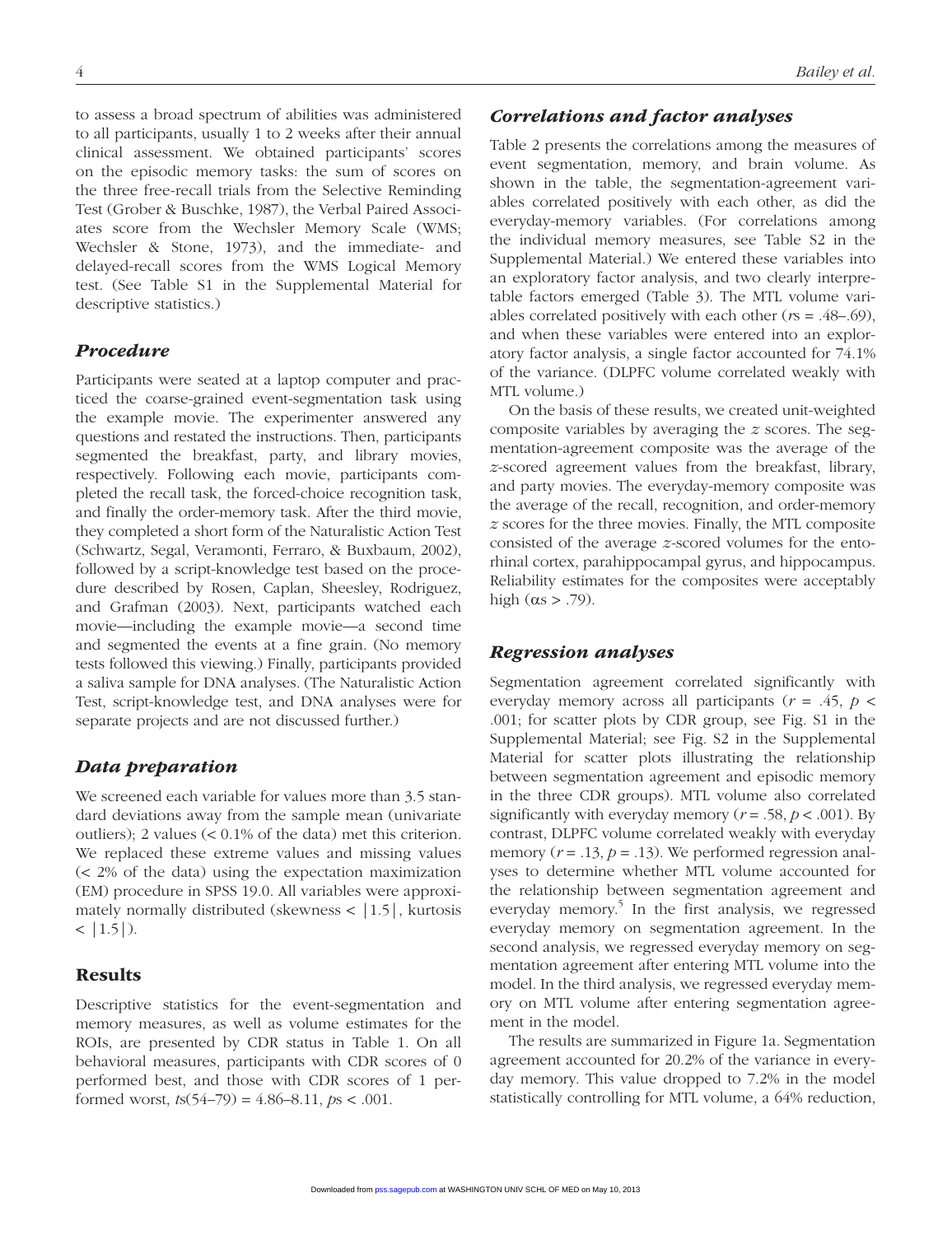to assess a broad spectrum of abilities was administered to all participants, usually 1 to 2 weeks after their annual clinical assessment. We obtained participants' scores on the episodic memory tasks: the sum of scores on the three free-recall trials from the Selective Reminding Test (Grober & Buschke, 1987), the Verbal Paired Associates score from the Wechsler Memory Scale (WMS; Wechsler & Stone, 1973), and the immediate- and delayed-recall scores from the WMS Logical Memory test. (See Table S1 in the Supplemental Material for descriptive statistics.)

### *Procedure*

Participants were seated at a laptop computer and practiced the coarse-grained event-segmentation task using the example movie. The experimenter answered any questions and restated the instructions. Then, participants segmented the breakfast, party, and library movies, respectively. Following each movie, participants completed the recall task, the forced-choice recognition task, and finally the order-memory task. After the third movie, they completed a short form of the Naturalistic Action Test (Schwartz, Segal, Veramonti, Ferraro, & Buxbaum, 2002), followed by a script-knowledge test based on the procedure described by Rosen, Caplan, Sheesley, Rodriguez, and Grafman (2003). Next, participants watched each movie—including the example movie—a second time and segmented the events at a fine grain. (No memory tests followed this viewing.) Finally, participants provided a saliva sample for DNA analyses. (The Naturalistic Action Test, script-knowledge test, and DNA analyses were for separate projects and are not discussed further.)

### *Data preparation*

We screened each variable for values more than 3.5 standard deviations away from the sample mean (univariate outliers); 2 values (< 0.1% of the data) met this criterion. We replaced these extreme values and missing values (< 2% of the data) using the expectation maximization (EM) procedure in SPSS 19.0. All variables were approximately normally distributed (skewness < |1.5|, kurtosis < |1.5|).

## Results

Descriptive statistics for the event-segmentation and memory measures, as well as volume estimates for the ROIs, are presented by CDR status in Table 1. On all behavioral measures, participants with CDR scores of 0 performed best, and those with CDR scores of 1 performed worst, $ts(54–79) = 4.86–8.11$, $ps < .001$.

### *Correlations and factor analyses*

Table 2 presents the correlations among the measures of event segmentation, memory, and brain volume. As shown in the table, the segmentation-agreement variables correlated positively with each other, as did the everyday-memory variables. (For correlations among the individual memory measures, see Table S2 in the Supplemental Material.) We entered these variables into an exploratory factor analysis, and two clearly interpretable factors emerged (Table 3). The MTL volume variables correlated positively with each other ($rs = .48–.69$), and when these variables were entered into an exploratory factor analysis, a single factor accounted for 74.1% of the variance. (DLPFC volume correlated weakly with MTL volume.)

On the basis of these results, we created unit-weighted composite variables by averaging the $z$ scores. The segmentation-agreement composite was the average of the $z$-scored agreement values from the breakfast, library, and party movies. The everyday-memory composite was the average of the recall, recognition, and order-memory $z$ scores for the three movies. Finally, the MTL composite consisted of the average $z$-scored volumes for the entorhinal cortex, parahippocampal gyrus, and hippocampus. Reliability estimates for the composites were acceptably high ($\alpha s > .79$).

### *Regression analyses*

Segmentation agreement correlated significantly with everyday memory across all participants ($r = .45$, $p < .001$; for scatter plots by CDR group, see Fig. S1 in the Supplemental Material; see Fig. S2 in the Supplemental Material for scatter plots illustrating the relationship between segmentation agreement and episodic memory in the three CDR groups). MTL volume also correlated significantly with everyday memory ($r = .58$, $p < .001$). By contrast, DLPFC volume correlated weakly with everyday memory ($r = .13$, $p = .13$). We performed regression analyses to determine whether MTL volume accounted for the relationship between segmentation agreement and everyday memory.[5] In the first analysis, we regressed everyday memory on segmentation agreement. In the second analysis, we regressed everyday memory on segmentation agreement after entering MTL volume into the model. In the third analysis, we regressed everyday memory on MTL volume after entering segmentation agreement in the model.

The results are summarized in Figure 1a. Segmentation agreement accounted for 20.2% of the variance in everyday memory. This value dropped to 7.2% in the model statistically controlling for MTL volume, a 64% reduction,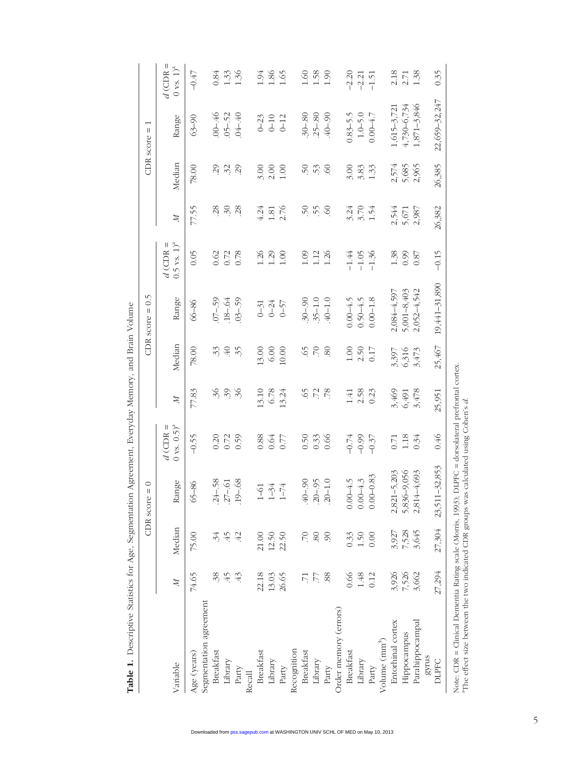**Table 1.** Descriptive Statistics for Age, Segmentation Agreement, Everyday Memory, and Brain Volume

| Variable | CDR score = 0 | | | | CDR score = 0.5 | | | | CDR score = 1 | | | |
|---|---|---|---|---|---|---|---|---|---|---|---|---|
| | *M* | Median | Range | *d* (CDR = 0 vs. 0.5)[a] | *M* | Median | Range | *d* (CDR = 0.5 vs. 1)[a] | *M* | Median | Range | *d* (CDR = 0 vs. 1)[a] |
| Age (years) | 74.65 | 75.00 | 65–86 | −0.55 | 77.83 | 78.00 | 66–86 | 0.05 | 77.55 | 78.00 | 63–90 | −0.47 |
| Segmentation agreement | | | | | | | | | | | | |
| Breakfast | .38 | .34 | .24–.58 | 0.20 | .36 | .33 | .07–.59 | 0.62 | .28 | .29 | .00–.46 | 0.84 |
| Library | .45 | .45 | .27–.61 | 0.72 | .39 | .40 | .18–.64 | 0.72 | .30 | .32 | .05–.52 | 1.33 |
| Party | .43 | .42 | .19–.68 | 0.59 | .36 | .35 | .03–.59 | 0.78 | .28 | .29 | .04–.40 | 1.36 |
| Recall | | | | | | | | | | | | |
| Breakfast | 22.18 | 21.00 | 1–61 | 0.88 | 13.10 | 13.00 | 0–31 | 1.26 | 4.24 | 3.00 | 0–23 | 1.94 |
| Library | 13.03 | 12.50 | 1–34 | 0.64 | 6.78 | 6.00 | 0–24 | 1.29 | 1.81 | 2.00 | 0–10 | 1.86 |
| Party | 26.65 | 22.50 | 1–74 | 0.77 | 13.24 | 10.00 | 0–57 | 1.00 | 2.76 | 1.00 | 0–12 | 1.65 |
| Recognition | | | | | | | | | | | | |
| Breakfast | .71 | .70 | .40–.90 | 0.50 | .65 | .65 | .30–.90 | 1.09 | .50 | .50 | .30–.80 | 1.60 |
| Library | .77 | .80 | .20–.95 | 0.33 | .72 | .70 | .35–1.0 | 1.12 | .55 | .53 | .25–.80 | 1.58 |
| Party | .88 | .90 | .20–1.0 | 0.66 | .78 | .80 | .40–1.0 | 1.26 | .60 | .60 | .40–.90 | 1.90 |
| Order memory (errors) | | | | | | | | | | | | |
| Breakfast | 0.66 | 0.33 | 0.00–4.5 | −0.74 | 1.41 | 1.00 | 0.00–4.5 | −1.44 | 3.24 | 3.00 | 0.83–5.5 | −2.20 |
| Library | 1.48 | 1.50 | 0.00–4.3 | −0.99 | 2.58 | 2.50 | 0.50–4.5 | −1.05 | 3.70 | 3.83 | 1.0–5.0 | −2.21 |
| Party | 0.12 | 0.00 | 0.00–0.83 | −0.37 | 0.23 | 0.17 | 0.00–1.8 | −1.36 | 1.54 | 1.33 | 0.00–4.7 | −1.51 |
| Volume (mm³) | | | | | | | | | | | | |
| Entorhinal cortex | 3,926 | 3,927 | 2,821–5,203 | 0.71 | 3,469 | 3,397 | 2,084–4,597 | 1.38 | 2,544 | 2,574 | 1,615–3,721 | 2.18 |
| Hippocampus | 7,526 | 7,528 | 5,836–9,056 | 1.18 | 6,491 | 6,316 | 5,001–8,403 | 0.99 | 5,671 | 5,685 | 4,730–6,734 | 2.71 |
| Parahippocampal gyrus | 3,662 | 3,645 | 2,814–4,693 | 0.34 | 3,478 | 3,473 | 2,052–4,542 | 0.87 | 2,987 | 2,965 | 1,871–3,846 | 1.38 |
| DLPFC | 27,294 | 27,304 | 23,511–32,853 | 0.46 | 25,951 | 25,467 | 19,441–31,890 | −0.15 | 26,382 | 26,385 | 22,659–32,247 | 0.35 |

Note: CDR = Clinical Dementia Rating scale (Morris, 1993); DLPFC = dorsolateral prefrontal cortex.
[a]The effect size between the two indicated CDR groups was calculated using Cohen's *d*.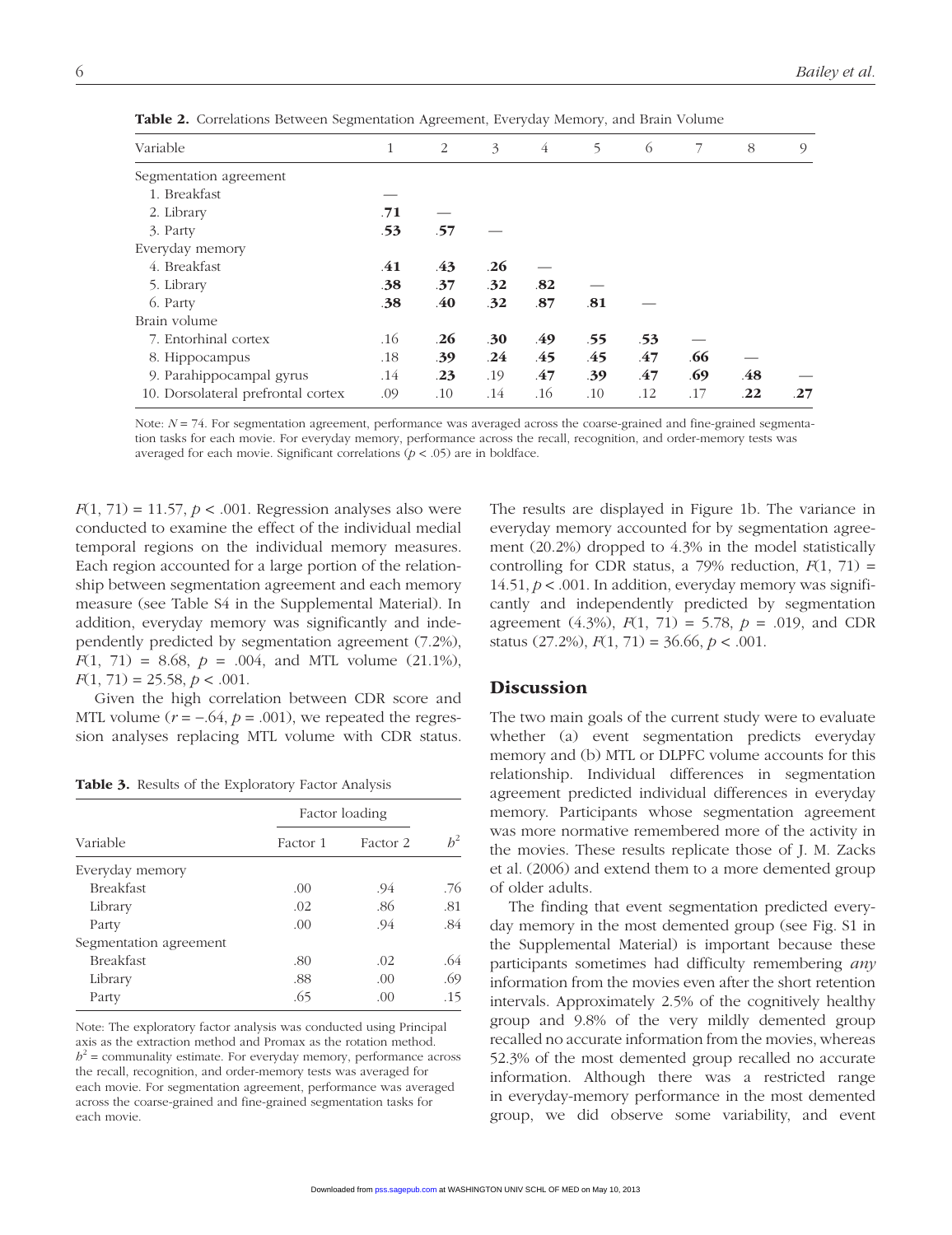**Table 2.** Correlations Between Segmentation Agreement, Everyday Memory, and Brain Volume

| Variable | 1 | 2 | 3 | 4 | 5 | 6 | 7 | 8 | 9 |
|---|---|---|---|---|---|---|---|---|---|
| Segmentation agreement | | | | | | | | | |
| 1. Breakfast | — | | | | | | | | |
| 2. Library | **.71** | — | | | | | | | |
| 3. Party | **.53** | **.57** | — | | | | | | |
| Everyday memory | | | | | | | | | |
| 4. Breakfast | **.41** | **.43** | **.26** | — | | | | | |
| 5. Library | **.38** | **.37** | **.32** | **.82** | — | | | | |
| 6. Party | **.38** | **.40** | **.32** | **.87** | **.81** | — | | | |
| Brain volume | | | | | | | | | |
| 7. Entorhinal cortex | .16 | **.26** | **.30** | **.49** | **.55** | **.53** | — | | |
| 8. Hippocampus | .18 | **.39** | **.24** | **.45** | **.45** | **.47** | **.66** | — | |
| 9. Parahippocampal gyrus | .14 | **.23** | .19 | **.47** | **.39** | **.47** | **.69** | **.48** | — |
| 10. Dorsolateral prefrontal cortex | .09 | .10 | .14 | .16 | .10 | .12 | .17 | **.22** | **.27** |

Note: $N = 74$. For segmentation agreement, performance was averaged across the coarse-grained and fine-grained segmentation tasks for each movie. For everyday memory, performance across the recall, recognition, and order-memory tests was averaged for each movie. Significant correlations ($p < .05$) are in boldface.

$F(1, 71) = 11.57$, $p < .001$. Regression analyses also were conducted to examine the effect of the individual medial temporal regions on the individual memory measures. Each region accounted for a large portion of the relationship between segmentation agreement and each memory measure (see Table S4 in the Supplemental Material). In addition, everyday memory was significantly and independently predicted by segmentation agreement (7.2%), $F(1, 71) = 8.68$, $p = .004$, and MTL volume (21.1%), $F(1, 71) = 25.58$, $p < .001$.

Given the high correlation between CDR score and MTL volume ($r = -.64$, $p = .001$), we repeated the regression analyses replacing MTL volume with CDR status.

**Table 3.** Results of the Exploratory Factor Analysis

| | Factor loading | | |
|---|---|---|---|
| Variable | Factor 1 | Factor 2 | $h^2$ |
| Everyday memory | | | |
| Breakfast | .00 | .94 | .76 |
| Library | .02 | .86 | .81 |
| Party | .00 | .94 | .84 |
| Segmentation agreement | | | |
| Breakfast | .80 | .02 | .64 |
| Library | .88 | .00 | .69 |
| Party | .65 | .00 | .15 |

Note: The exploratory factor analysis was conducted using Principal axis as the extraction method and Promax as the rotation method. $h^2$ = communality estimate. For everyday memory, performance across the recall, recognition, and order-memory tests was averaged for each movie. For segmentation agreement, performance was averaged across the coarse-grained and fine-grained segmentation tasks for each movie.

The results are displayed in Figure 1b. The variance in everyday memory accounted for by segmentation agreement (20.2%) dropped to 4.3% in the model statistically controlling for CDR status, a 79% reduction, $F(1, 71) = 14.51$, $p < .001$. In addition, everyday memory was significantly and independently predicted by segmentation agreement (4.3%), $F(1, 71) = 5.78$, $p = .019$, and CDR status (27.2%), $F(1, 71) = 36.66$, $p < .001$.

## Discussion

The two main goals of the current study were to evaluate whether (a) event segmentation predicts everyday memory and (b) MTL or DLPFC volume accounts for this relationship. Individual differences in segmentation agreement predicted individual differences in everyday memory. Participants whose segmentation agreement was more normative remembered more of the activity in the movies. These results replicate those of J. M. Zacks et al. (2006) and extend them to a more demented group of older adults.

The finding that event segmentation predicted everyday memory in the most demented group (see Fig. S1 in the Supplemental Material) is important because these participants sometimes had difficulty remembering *any* information from the movies even after the short retention intervals. Approximately 2.5% of the cognitively healthy group and 9.8% of the very mildly demented group recalled no accurate information from the movies, whereas 52.3% of the most demented group recalled no accurate information. Although there was a restricted range in everyday-memory performance in the most demented group, we did observe some variability, and event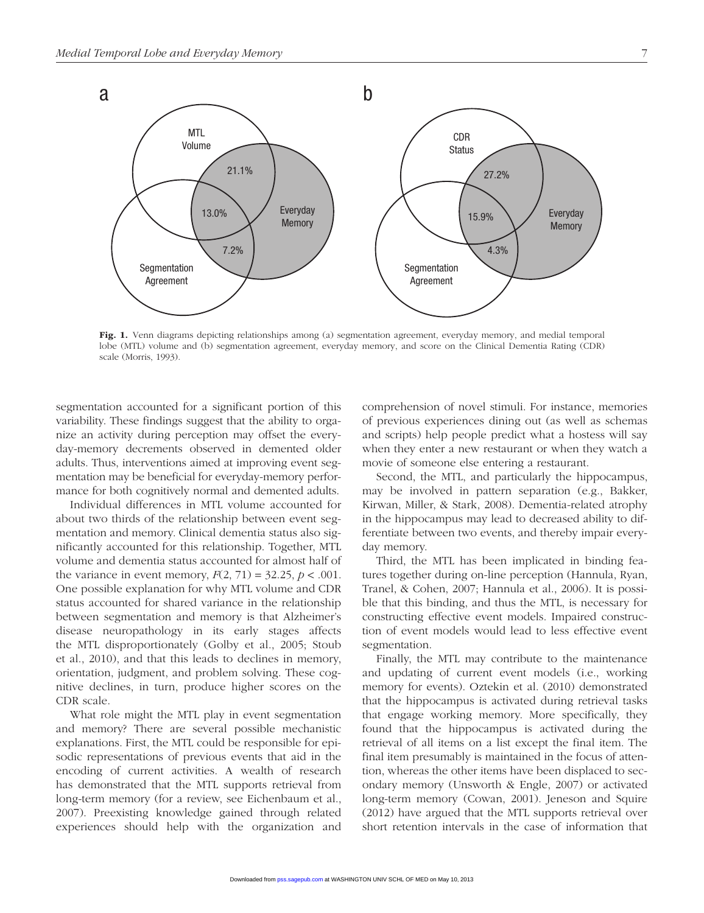Fig. 1. Venn diagrams depicting relationships among (a) segmentation agreement, everyday memory, and medial temporal lobe (MTL) volume and (b) segmentation agreement, everyday memory, and score on the Clinical Dementia Rating (CDR) scale (Morris, 1993).

segmentation accounted for a significant portion of this variability. These findings suggest that the ability to organize an activity during perception may offset the everyday-memory decrements observed in demented older adults. Thus, interventions aimed at improving event segmentation may be beneficial for everyday-memory performance for both cognitively normal and demented adults.

Individual differences in MTL volume accounted for about two thirds of the relationship between event segmentation and memory. Clinical dementia status also significantly accounted for this relationship. Together, MTL volume and dementia status accounted for almost half of the variance in event memory, $F(2, 71) = 32.25$, $p < .001$. One possible explanation for why MTL volume and CDR status accounted for shared variance in the relationship between segmentation and memory is that Alzheimer's disease neuropathology in its early stages affects the MTL disproportionately (Golby et al., 2005; Stoub et al., 2010), and that this leads to declines in memory, orientation, judgment, and problem solving. These cognitive declines, in turn, produce higher scores on the CDR scale.

What role might the MTL play in event segmentation and memory? There are several possible mechanistic explanations. First, the MTL could be responsible for episodic representations of previous events that aid in the encoding of current activities. A wealth of research has demonstrated that the MTL supports retrieval from long-term memory (for a review, see Eichenbaum et al., 2007). Preexisting knowledge gained through related experiences should help with the organization and comprehension of novel stimuli. For instance, memories of previous experiences dining out (as well as schemas and scripts) help people predict what a hostess will say when they enter a new restaurant or when they watch a movie of someone else entering a restaurant.

Second, the MTL, and particularly the hippocampus, may be involved in pattern separation (e.g., Bakker, Kirwan, Miller, & Stark, 2008). Dementia-related atrophy in the hippocampus may lead to decreased ability to differentiate between two events, and thereby impair everyday memory.

Third, the MTL has been implicated in binding features together during on-line perception (Hannula, Ryan, Tranel, & Cohen, 2007; Hannula et al., 2006). It is possible that this binding, and thus the MTL, is necessary for constructing effective event models. Impaired construction of event models would lead to less effective event segmentation.

Finally, the MTL may contribute to the maintenance and updating of current event models (i.e., working memory for events). Oztekin et al. (2010) demonstrated that the hippocampus is activated during retrieval tasks that engage working memory. More specifically, they found that the hippocampus is activated during the retrieval of all items on a list except the final item. The final item presumably is maintained in the focus of attention, whereas the other items have been displaced to secondary memory (Unsworth & Engle, 2007) or activated long-term memory (Cowan, 2001). Jeneson and Squire (2012) have argued that the MTL supports retrieval over short retention intervals in the case of information that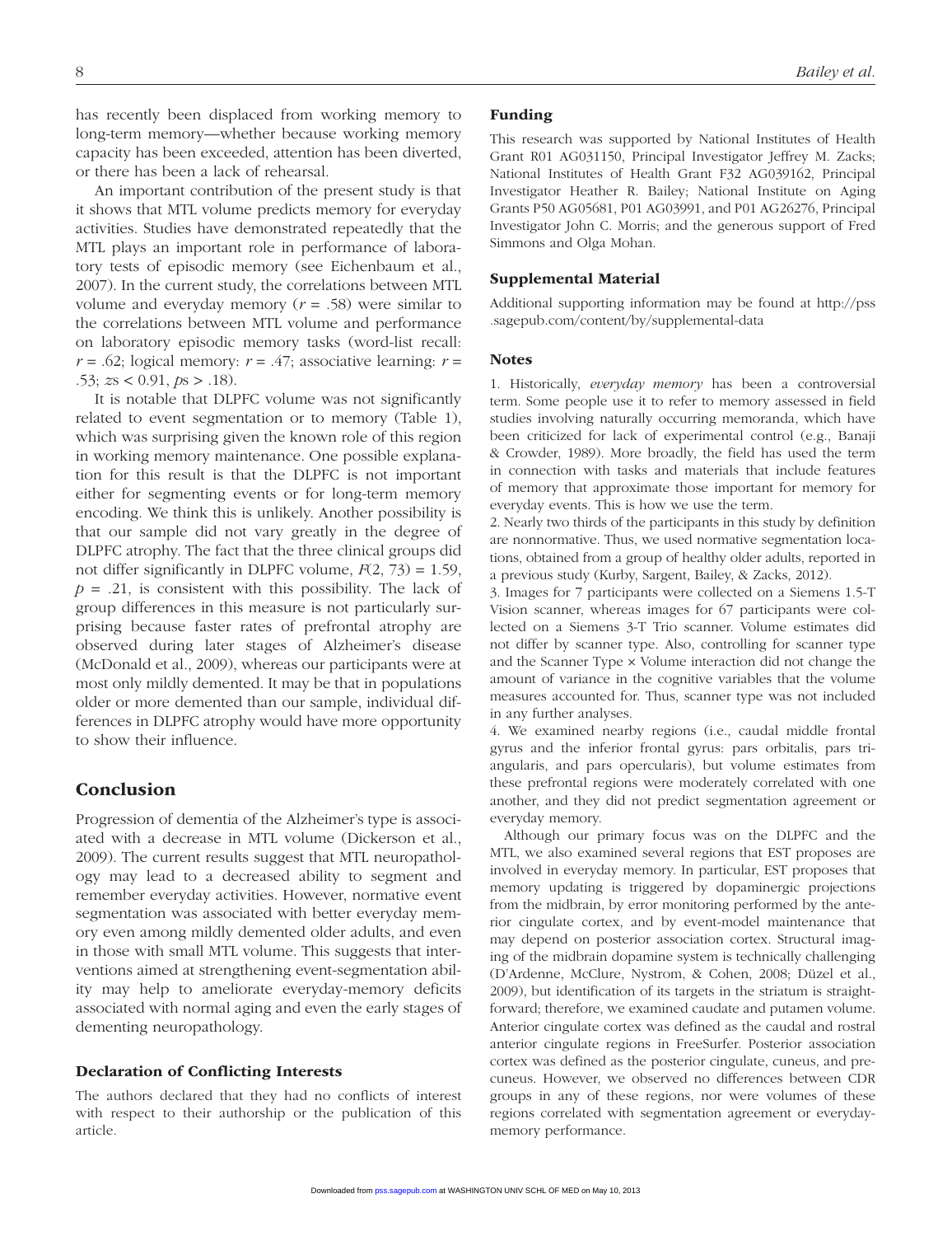has recently been displaced from working memory to long-term memory—whether because working memory capacity has been exceeded, attention has been diverted, or there has been a lack of rehearsal.

An important contribution of the present study is that it shows that MTL volume predicts memory for everyday activities. Studies have demonstrated repeatedly that the MTL plays an important role in performance of laboratory tests of episodic memory (see Eichenbaum et al., 2007). In the current study, the correlations between MTL volume and everyday memory ($r$ = .58) were similar to the correlations between MTL volume and performance on laboratory episodic memory tasks (word-list recall: $r$ = .62; logical memory: $r$ = .47; associative learning: $r$ = .53; $z$s < 0.91, $p$s > .18).

It is notable that DLPFC volume was not significantly related to event segmentation or to memory (Table 1), which was surprising given the known role of this region in working memory maintenance. One possible explanation for this result is that the DLPFC is not important either for segmenting events or for long-term memory encoding. We think this is unlikely. Another possibility is that our sample did not vary greatly in the degree of DLPFC atrophy. The fact that the three clinical groups did not differ significantly in DLPFC volume, $F(2, 73) = 1.59$, $p$ = .21, is consistent with this possibility. The lack of group differences in this measure is not particularly surprising because faster rates of prefrontal atrophy are observed during later stages of Alzheimer's disease (McDonald et al., 2009), whereas our participants were at most only mildly demented. It may be that in populations older or more demented than our sample, individual differences in DLPFC atrophy would have more opportunity to show their influence.

## Conclusion

Progression of dementia of the Alzheimer's type is associated with a decrease in MTL volume (Dickerson et al., 2009). The current results suggest that MTL neuropathology may lead to a decreased ability to segment and remember everyday activities. However, normative event segmentation was associated with better everyday memory even among mildly demented older adults, and even in those with small MTL volume. This suggests that interventions aimed at strengthening event-segmentation ability may help to ameliorate everyday-memory deficits associated with normal aging and even the early stages of dementing neuropathology.

### Declaration of Conflicting Interests

The authors declared that they had no conflicts of interest with respect to their authorship or the publication of this article.

### Funding

This research was supported by National Institutes of Health Grant R01 AG031150, Principal Investigator Jeffrey M. Zacks; National Institutes of Health Grant F32 AG039162, Principal Investigator Heather R. Bailey; National Institute on Aging Grants P50 AG05681, P01 AG03991, and P01 AG26276, Principal Investigator John C. Morris; and the generous support of Fred Simmons and Olga Mohan.

### Supplemental Material

Additional supporting information may be found at http://pss.sagepub.com/content/by/supplemental-data

### Notes

1. Historically, *everyday memory* has been a controversial term. Some people use it to refer to memory assessed in field studies involving naturally occurring memoranda, which have been criticized for lack of experimental control (e.g., Banaji & Crowder, 1989). More broadly, the field has used the term in connection with tasks and materials that include features of memory that approximate those important for memory for everyday events. This is how we use the term.

2. Nearly two thirds of the participants in this study by definition are nonnormative. Thus, we used normative segmentation locations, obtained from a group of healthy older adults, reported in a previous study (Kurby, Sargent, Bailey, & Zacks, 2012).

3. Images for 7 participants were collected on a Siemens 1.5-T Vision scanner, whereas images for 67 participants were collected on a Siemens 3-T Trio scanner. Volume estimates did not differ by scanner type. Also, controlling for scanner type and the Scanner Type × Volume interaction did not change the amount of variance in the cognitive variables that the volume measures accounted for. Thus, scanner type was not included in any further analyses.

4. We examined nearby regions (i.e., caudal middle frontal gyrus and the inferior frontal gyrus: pars orbitalis, pars triangularis, and pars opercularis), but volume estimates from these prefrontal regions were moderately correlated with one another, and they did not predict segmentation agreement or everyday memory.

Although our primary focus was on the DLPFC and the MTL, we also examined several regions that EST proposes are involved in everyday memory. In particular, EST proposes that memory updating is triggered by dopaminergic projections from the midbrain, by error monitoring performed by the anterior cingulate cortex, and by event-model maintenance that may depend on posterior association cortex. Structural imaging of the midbrain dopamine system is technically challenging (D'Ardenne, McClure, Nystrom, & Cohen, 2008; Düzel et al., 2009), but identification of its targets in the striatum is straightforward; therefore, we examined caudate and putamen volume. Anterior cingulate cortex was defined as the caudal and rostral anterior cingulate regions in FreeSurfer. Posterior association cortex was defined as the posterior cingulate, cuneus, and precuneus. However, we observed no differences between CDR groups in any of these regions, nor were volumes of these regions correlated with segmentation agreement or everyday-memory performance.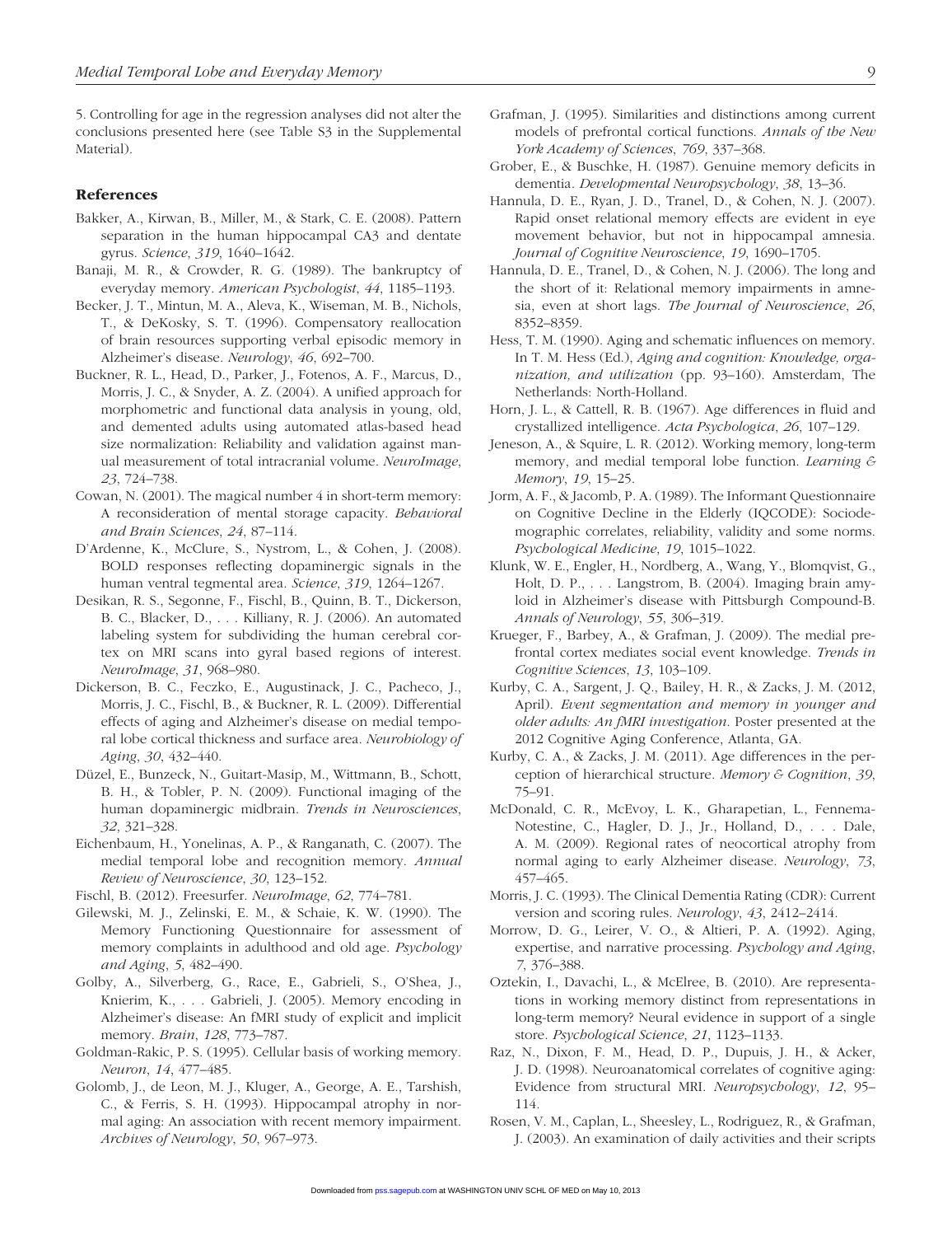5. Controlling for age in the regression analyses did not alter the conclusions presented here (see Table S3 in the Supplemental Material).

## References

Bakker, A., Kirwan, B., Miller, M., & Stark, C. E. (2008). Pattern separation in the human hippocampal CA3 and dentate gyrus. *Science*, *319*, 1640–1642.

Banaji, M. R., & Crowder, R. G. (1989). The bankruptcy of everyday memory. *American Psychologist*, *44*, 1185–1193.

Becker, J. T., Mintun, M. A., Aleva, K., Wiseman, M. B., Nichols, T., & DeKosky, S. T. (1996). Compensatory reallocation of brain resources supporting verbal episodic memory in Alzheimer's disease. *Neurology*, *46*, 692–700.

Buckner, R. L., Head, D., Parker, J., Fotenos, A. F., Marcus, D., Morris, J. C., & Snyder, A. Z. (2004). A unified approach for morphometric and functional data analysis in young, old, and demented adults using automated atlas-based head size normalization: Reliability and validation against manual measurement of total intracranial volume. *NeuroImage*, *23*, 724–738.

Cowan, N. (2001). The magical number 4 in short-term memory: A reconsideration of mental storage capacity. *Behavioral and Brain Sciences*, *24*, 87–114.

D'Ardenne, K., McClure, S., Nystrom, L., & Cohen, J. (2008). BOLD responses reflecting dopaminergic signals in the human ventral tegmental area. *Science*, *319*, 1264–1267.

Desikan, R. S., Segonne, F., Fischl, B., Quinn, B. T., Dickerson, B. C., Blacker, D., . . . Killiany, R. J. (2006). An automated labeling system for subdividing the human cerebral cortex on MRI scans into gyral based regions of interest. *NeuroImage*, *31*, 968–980.

Dickerson, B. C., Feczko, E., Augustinack, J. C., Pacheco, J., Morris, J. C., Fischl, B., & Buckner, R. L. (2009). Differential effects of aging and Alzheimer's disease on medial temporal lobe cortical thickness and surface area. *Neurobiology of Aging*, *30*, 432–440.

Düzel, E., Bunzeck, N., Guitart-Masip, M., Wittmann, B., Schott, B. H., & Tobler, P. N. (2009). Functional imaging of the human dopaminergic midbrain. *Trends in Neurosciences*, *32*, 321–328.

Eichenbaum, H., Yonelinas, A. P., & Ranganath, C. (2007). The medial temporal lobe and recognition memory. *Annual Review of Neuroscience*, *30*, 123–152.

Fischl, B. (2012). Freesurfer. *NeuroImage*, *62*, 774–781.

Gilewski, M. J., Zelinski, E. M., & Schaie, K. W. (1990). The Memory Functioning Questionnaire for assessment of memory complaints in adulthood and old age. *Psychology and Aging*, *5*, 482–490.

Golby, A., Silverberg, G., Race, E., Gabrieli, S., O'Shea, J., Knierim, K., . . . Gabrieli, J. (2005). Memory encoding in Alzheimer's disease: An fMRI study of explicit and implicit memory. *Brain*, *128*, 773–787.

Goldman-Rakic, P. S. (1995). Cellular basis of working memory. *Neuron*, *14*, 477–485.

Golomb, J., de Leon, M. J., Kluger, A., George, A. E., Tarshish, C., & Ferris, S. H. (1993). Hippocampal atrophy in normal aging: An association with recent memory impairment. *Archives of Neurology*, *50*, 967–973.

Grafman, J. (1995). Similarities and distinctions among current models of prefrontal cortical functions. *Annals of the New York Academy of Sciences*, *769*, 337–368.

Grober, E., & Buschke, H. (1987). Genuine memory deficits in dementia. *Developmental Neuropsychology*, *38*, 13–36.

Hannula, D. E., Ryan, J. D., Tranel, D., & Cohen, N. J. (2007). Rapid onset relational memory effects are evident in eye movement behavior, but not in hippocampal amnesia. *Journal of Cognitive Neuroscience*, *19*, 1690–1705.

Hannula, D. E., Tranel, D., & Cohen, N. J. (2006). The long and the short of it: Relational memory impairments in amnesia, even at short lags. *The Journal of Neuroscience*, *26*, 8352–8359.

Hess, T. M. (1990). Aging and schematic influences on memory. In T. M. Hess (Ed.), *Aging and cognition: Knowledge, organization, and utilization* (pp. 93–160). Amsterdam, The Netherlands: North-Holland.

Horn, J. L., & Cattell, R. B. (1967). Age differences in fluid and crystallized intelligence. *Acta Psychologica*, *26*, 107–129.

Jeneson, A., & Squire, L. R. (2012). Working memory, long-term memory, and medial temporal lobe function. *Learning & Memory*, *19*, 15–25.

Jorm, A. F., & Jacomb, P. A. (1989). The Informant Questionnaire on Cognitive Decline in the Elderly (IQCODE): Sociodemographic correlates, reliability, validity and some norms. *Psychological Medicine*, *19*, 1015–1022.

Klunk, W. E., Engler, H., Nordberg, A., Wang, Y., Blomqvist, G., Holt, D. P., . . . Langstrom, B. (2004). Imaging brain amyloid in Alzheimer's disease with Pittsburgh Compound-B. *Annals of Neurology*, *55*, 306–319.

Krueger, F., Barbey, A., & Grafman, J. (2009). The medial prefrontal cortex mediates social event knowledge. *Trends in Cognitive Sciences*, *13*, 103–109.

Kurby, C. A., Sargent, J. Q., Bailey, H. R., & Zacks, J. M. (2012, April). *Event segmentation and memory in younger and older adults: An fMRI investigation*. Poster presented at the 2012 Cognitive Aging Conference, Atlanta, GA.

Kurby, C. A., & Zacks, J. M. (2011). Age differences in the perception of hierarchical structure. *Memory & Cognition*, *39*, 75–91.

McDonald, C. R., McEvoy, L. K., Gharapetian, L., Fennema-Notestine, C., Hagler, D. J., Jr., Holland, D., . . . Dale, A. M. (2009). Regional rates of neocortical atrophy from normal aging to early Alzheimer disease. *Neurology*, *73*, 457–465.

Morris, J. C. (1993). The Clinical Dementia Rating (CDR): Current version and scoring rules. *Neurology*, *43*, 2412–2414.

Morrow, D. G., Leirer, V. O., & Altieri, P. A. (1992). Aging, expertise, and narrative processing. *Psychology and Aging*, *7*, 376–388.

Oztekin, I., Davachi, L., & McElree, B. (2010). Are representations in working memory distinct from representations in long-term memory? Neural evidence in support of a single store. *Psychological Science*, *21*, 1123–1133.

Raz, N., Dixon, F. M., Head, D. P., Dupuis, J. H., & Acker, J. D. (1998). Neuroanatomical correlates of cognitive aging: Evidence from structural MRI. *Neuropsychology*, *12*, 95–114.

Rosen, V. M., Caplan, L., Sheesley, L., Rodriguez, R., & Grafman, J. (2003). An examination of daily activities and their scripts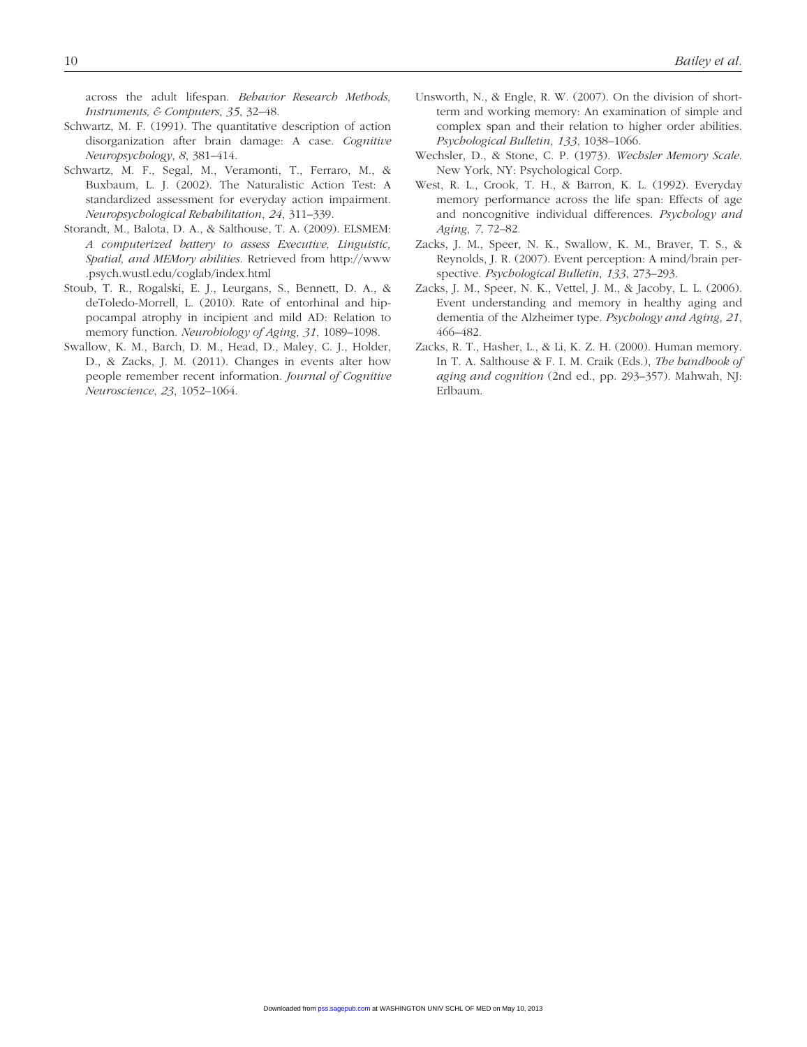across the adult lifespan. *Behavior Research Methods, Instruments, & Computers*, *35*, 32–48.

Schwartz, M. F. (1991). The quantitative description of action disorganization after brain damage: A case. *Cognitive Neuropsychology*, *8*, 381–414.

Schwartz, M. F., Segal, M., Veramonti, T., Ferraro, M., & Buxbaum, L. J. (2002). The Naturalistic Action Test: A standardized assessment for everyday action impairment. *Neuropsychological Rehabilitation*, *24*, 311–339.

Storandt, M., Balota, D. A., & Salthouse, T. A. (2009). ELSMEM: *A computerized battery to assess Executive, Linguistic, Spatial, and MEMory abilities*. Retrieved from http://www.psych.wustl.edu/coglab/index.html

Stoub, T. R., Rogalski, E. J., Leurgans, S., Bennett, D. A., & deToledo-Morrell, L. (2010). Rate of entorhinal and hippocampal atrophy in incipient and mild AD: Relation to memory function. *Neurobiology of Aging*, *31*, 1089–1098.

Swallow, K. M., Barch, D. M., Head, D., Maley, C. J., Holder, D., & Zacks, J. M. (2011). Changes in events alter how people remember recent information. *Journal of Cognitive Neuroscience*, *23*, 1052–1064.

Unsworth, N., & Engle, R. W. (2007). On the division of short-term and working memory: An examination of simple and complex span and their relation to higher order abilities. *Psychological Bulletin*, *133*, 1038–1066.

Wechsler, D., & Stone, C. P. (1973). *Wechsler Memory Scale*. New York, NY: Psychological Corp.

West, R. L., Crook, T. H., & Barron, K. L. (1992). Everyday memory performance across the life span: Effects of age and noncognitive individual differences. *Psychology and Aging*, *7*, 72–82.

Zacks, J. M., Speer, N. K., Swallow, K. M., Braver, T. S., & Reynolds, J. R. (2007). Event perception: A mind/brain perspective. *Psychological Bulletin*, *133*, 273–293.

Zacks, J. M., Speer, N. K., Vettel, J. M., & Jacoby, L. L. (2006). Event understanding and memory in healthy aging and dementia of the Alzheimer type. *Psychology and Aging*, *21*, 466–482.

Zacks, R. T., Hasher, L., & Li, K. Z. H. (2000). Human memory. In T. A. Salthouse & F. I. M. Craik (Eds.), *The handbook of aging and cognition* (2nd ed., pp. 293–357). Mahwah, NJ: Erlbaum.